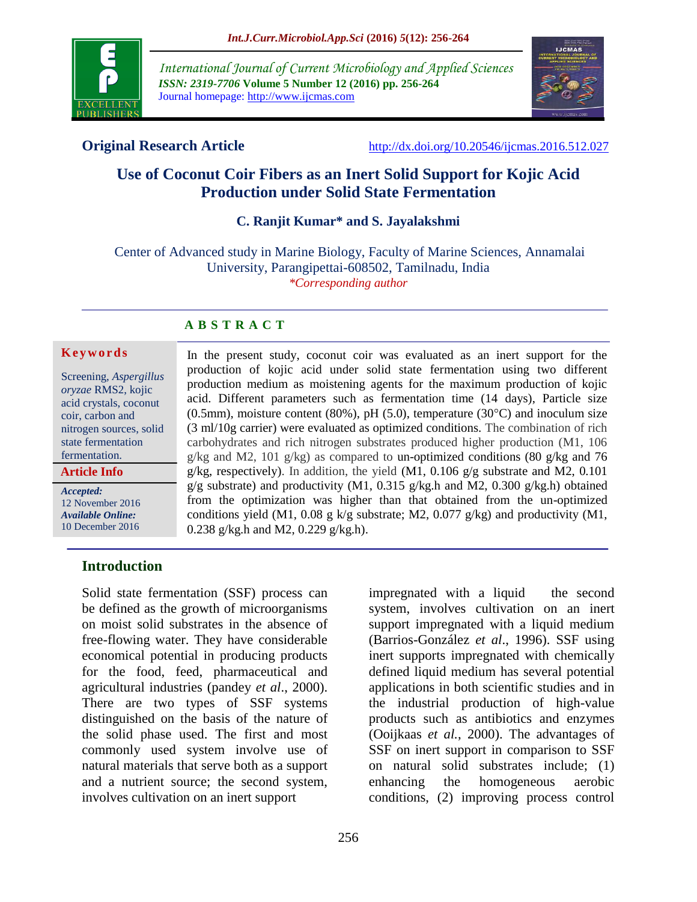**Original Research Article**

http://dx.doi.org/10.20546/ijcmas.2016.512.027

# Use of Coconut Coir Fibers as an Inert Solid Support for Kojic Acid Production under Solid State Fermentation

**C. Ranjit Kumar* and S. Jayalakshmi**

Center of Advanced study in Marine Biology, Faculty of Marine Sciences, Annamalai University, Parangipettai-608502, Tamilnadu, India

*\*Corresponding author*

## A B S T R A C T

**Keywords**

Screening, *Aspergillus oryzae* RMS2, kojic acid crystals, coconut coir, carbon and nitrogen sources, solid state fermentation fermentation.

**Article Info**

***Accepted:*** 12 November 2016

***Available Online:*** 10 December 2016

In the present study, coconut coir was evaluated as an inert support for the production of kojic acid under solid state fermentation using two different production medium as moistening agents for the maximum production of kojic acid. Different parameters such as fermentation time (14 days), Particle size (0.5mm), moisture content (80%), pH (5.0), temperature (30°C) and inoculum size (3 ml/10g carrier) were evaluated as optimized conditions. The combination of rich carbohydrates and rich nitrogen substrates produced higher production (M1, 106 g/kg and M2, 101 g/kg) as compared to un-optimized conditions (80 g/kg and 76 g/kg, respectively). In addition, the yield (M1, 0.106 g/g substrate and M2, 0.101 g/g substrate) and productivity (M1, 0.315 g/kg.h and M2, 0.300 g/kg.h) obtained from the optimization was higher than that obtained from the un-optimized conditions yield (M1, 0.08 g k/g substrate; M2, 0.077 g/kg) and productivity (M1, 0.238 g/kg.h and M2, 0.229 g/kg.h).

## Introduction

Solid state fermentation (SSF) process can be defined as the growth of microorganisms on moist solid substrates in the absence of free-flowing water. They have considerable economical potential in producing products for the food, feed, pharmaceutical and agricultural industries (pandey *et al*., 2000). There are two types of SSF systems distinguished on the basis of the nature of the solid phase used. The first and most commonly used system involve use of natural materials that serve both as a support and a nutrient source; the second system, involves cultivation on an inert support impregnated with a liquid the second system, involves cultivation on an inert support impregnated with a liquid medium (Barrios-González *et al*., 1996). SSF using inert supports impregnated with chemically defined liquid medium has several potential applications in both scientific studies and in the industrial production of high-value products such as antibiotics and enzymes (Ooijkaas *et al.*, 2000). The advantages of SSF on inert support in comparison to SSF on natural solid substrates include; (1) enhancing the homogeneous aerobic conditions, (2) improving process control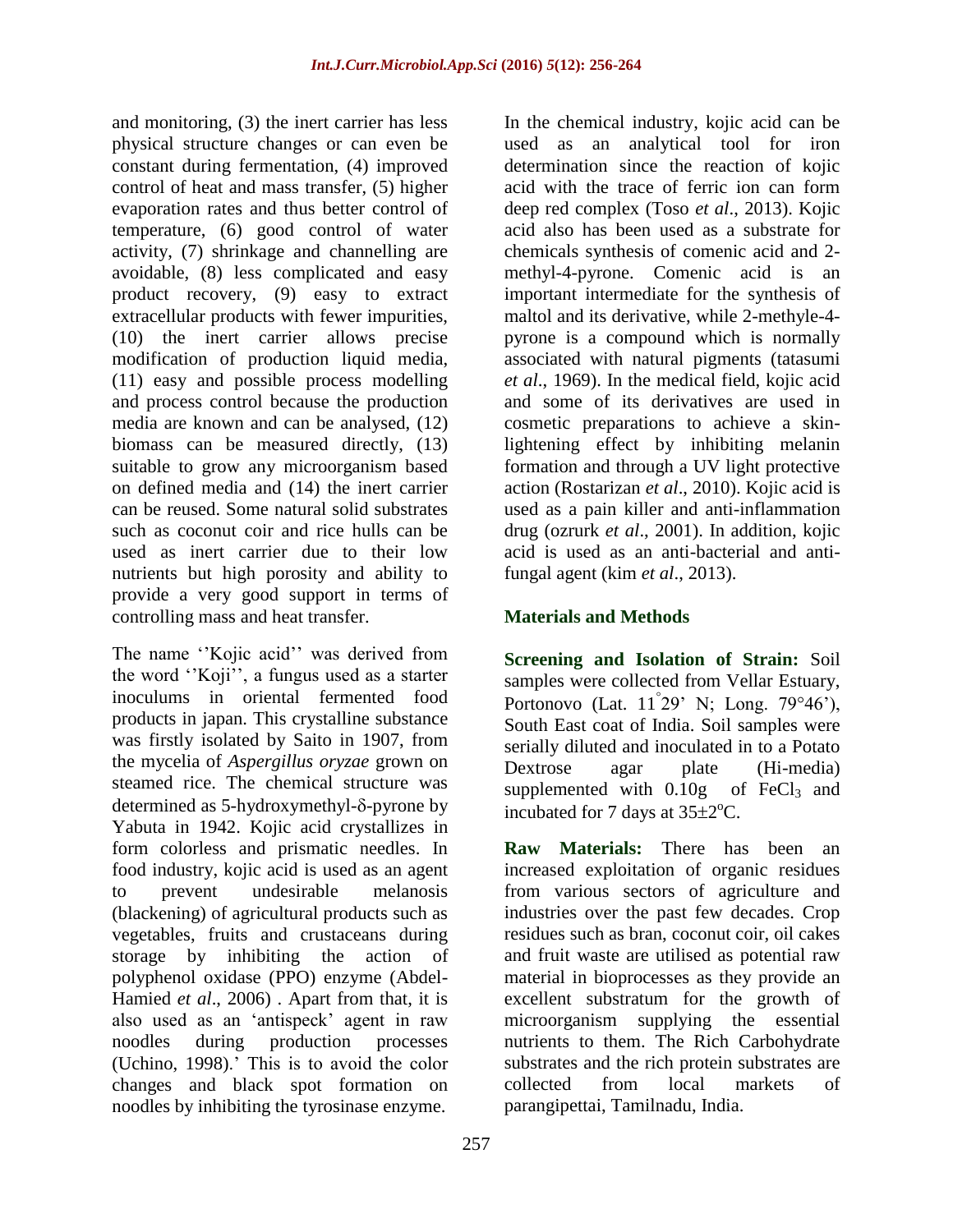and monitoring, (3) the inert carrier has less physical structure changes or can even be constant during fermentation, (4) improved control of heat and mass transfer, (5) higher evaporation rates and thus better control of temperature, (6) good control of water activity, (7) shrinkage and channelling are avoidable, (8) less complicated and easy product recovery, (9) easy to extract extracellular products with fewer impurities, (10) the inert carrier allows precise modification of production liquid media, (11) easy and possible process modelling and process control because the production media are known and can be analysed, (12) biomass can be measured directly, (13) suitable to grow any microorganism based on defined media and (14) the inert carrier can be reused. Some natural solid substrates such as coconut coir and rice hulls can be used as inert carrier due to their low nutrients but high porosity and ability to provide a very good support in terms of controlling mass and heat transfer.

The name ''Kojic acid'' was derived from the word ''Koji'', a fungus used as a starter inoculums in oriental fermented food products in japan. This crystalline substance was firstly isolated by Saito in 1907, from the mycelia of *Aspergillus oryzae* grown on steamed rice. The chemical structure was determined as 5-hydroxymethyl-δ-pyrone by Yabuta in 1942. Kojic acid crystallizes in form colorless and prismatic needles. In food industry, kojic acid is used as an agent to prevent undesirable melanosis (blackening) of agricultural products such as vegetables, fruits and crustaceans during storage by inhibiting the action of polyphenol oxidase (PPO) enzyme (Abdel-Hamied *et al*., 2006) . Apart from that, it is also used as an 'antispeck' agent in raw noodles during production processes (Uchino, 1998).' This is to avoid the color changes and black spot formation on noodles by inhibiting the tyrosinase enzyme.

In the chemical industry, kojic acid can be used as an analytical tool for iron determination since the reaction of kojic acid with the trace of ferric ion can form deep red complex (Toso *et al*., 2013). Kojic acid also has been used as a substrate for chemicals synthesis of comenic acid and 2-methyl-4-pyrone. Comenic acid is an important intermediate for the synthesis of maltol and its derivative, while 2-methyle-4-pyrone is a compound which is normally associated with natural pigments (tatasumi *et al*., 1969). In the medical field, kojic acid and some of its derivatives are used in cosmetic preparations to achieve a skin-lightening effect by inhibiting melanin formation and through a UV light protective action (Rostarizan *et al*., 2010). Kojic acid is used as a pain killer and anti-inflammation drug (ozrurk *et al*., 2001). In addition, kojic acid is used as an anti-bacterial and anti-fungal agent (kim *et al*., 2013).

## Materials and Methods

**Screening and Isolation of Strain:** Soil samples were collected from Vellar Estuary, Portonovo (Lat. 11°29' N; Long. 79°46'), South East coat of India. Soil samples were serially diluted and inoculated in to a Potato Dextrose agar plate (Hi-media) supplemented with 0.10g of $FeCl_3$ and incubated for 7 days at 35±2°C.

**Raw Materials:** There has been an increased exploitation of organic residues from various sectors of agriculture and industries over the past few decades. Crop residues such as bran, coconut coir, oil cakes and fruit waste are utilised as potential raw material in bioprocesses as they provide an excellent substratum for the growth of microorganism supplying the essential nutrients to them. The Rich Carbohydrate substrates and the rich protein substrates are collected from local markets of parangipettai, Tamilnadu, India.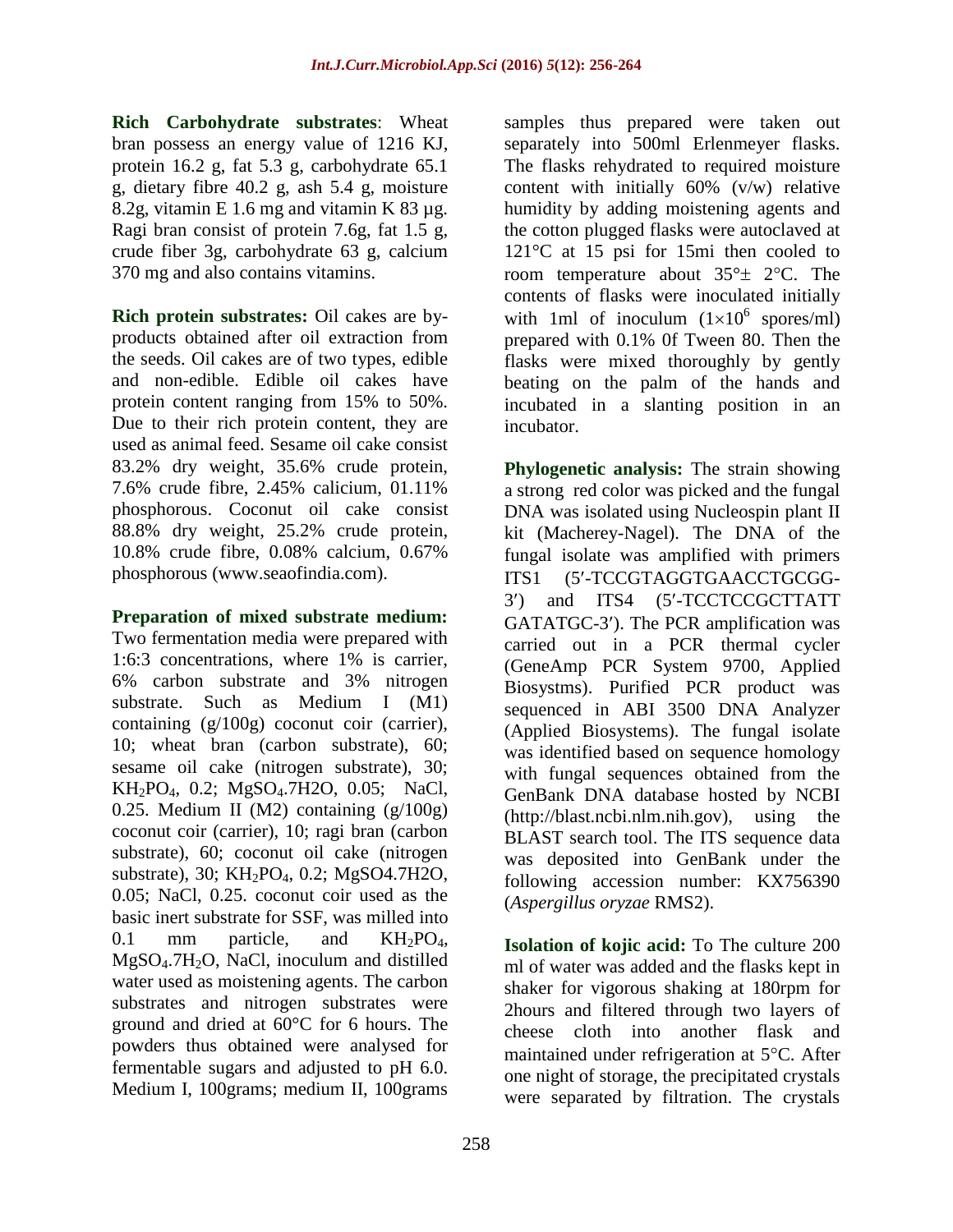**Rich Carbohydrate substrates**: Wheat bran possess an energy value of 1216 KJ, protein 16.2 g, fat 5.3 g, carbohydrate 65.1 g, dietary fibre 40.2 g, ash 5.4 g, moisture 8.2g, vitamin E 1.6 mg and vitamin K 83 µg. Ragi bran consist of protein 7.6g, fat 1.5 g, crude fiber 3g, carbohydrate 63 g, calcium 370 mg and also contains vitamins.

**Rich protein substrates:** Oil cakes are by-products obtained after oil extraction from the seeds. Oil cakes are of two types, edible and non-edible. Edible oil cakes have protein content ranging from 15% to 50%. Due to their rich protein content, they are used as animal feed. Sesame oil cake consist 83.2% dry weight, 35.6% crude protein, 7.6% crude fibre, 2.45% calicium, 01.11% phosphorous. Coconut oil cake consist 88.8% dry weight, 25.2% crude protein, 10.8% crude fibre, 0.08% calcium, 0.67% phosphorous (www.seaofindia.com).

**Preparation of mixed substrate medium:** Two fermentation media were prepared with 1:6:3 concentrations, where 1% is carrier, 6% carbon substrate and 3% nitrogen substrate. Such as Medium I (M1) containing (g/100g) coconut coir (carrier), 10; wheat bran (carbon substrate), 60; sesame oil cake (nitrogen substrate), 30; $KH_2PO_4$, 0.2; $MgSO_4.7H2O$, 0.05; NaCl, 0.25. Medium II (M2) containing (g/100g) coconut coir (carrier), 10; ragi bran (carbon substrate), 60; coconut oil cake (nitrogen substrate), 30; $KH_2PO_4$, 0.2; MgSO4.7H2O, 0.05; NaCl, 0.25. coconut coir used as the basic inert substrate for SSF, was milled into 0.1 mm particle, and $KH_2PO_4$, $MgSO_4.7H_2O$, NaCl, inoculum and distilled water used as moistening agents. The carbon substrates and nitrogen substrates were ground and dried at 60°C for 6 hours. The powders thus obtained were analysed for fermentable sugars and adjusted to pH 6.0. Medium I, 100grams; medium II, 100grams samples thus prepared were taken out separately into 500ml Erlenmeyer flasks. The flasks rehydrated to required moisture content with initially 60% (v/w) relative humidity by adding moistening agents and the cotton plugged flasks were autoclaved at 121°C at 15 psi for 15mi then cooled to room temperature about 35°± 2°C. The contents of flasks were inoculated initially with 1ml of inoculum ($1\times10^6$ spores/ml) prepared with 0.1% 0f Tween 80. Then the flasks were mixed thoroughly by gently beating on the palm of the hands and incubated in a slanting position in an incubator.

**Phylogenetic analysis:** The strain showing a strong red color was picked and the fungal DNA was isolated using Nucleospin plant II kit (Macherey-Nagel). The DNA of the fungal isolate was amplified with primers ITS1 (5′-TCCGTAGGTGAACCTGCGG-3′) and ITS4 (5′-TCCTCCGCTTATT GATATGC-3′). The PCR amplification was carried out in a PCR thermal cycler (GeneAmp PCR System 9700, Applied Biosystms). Purified PCR product was sequenced in ABI 3500 DNA Analyzer (Applied Biosystems). The fungal isolate was identified based on sequence homology with fungal sequences obtained from the GenBank DNA database hosted by NCBI (http://blast.ncbi.nlm.nih.gov), using the BLAST search tool. The ITS sequence data was deposited into GenBank under the following accession number: KX756390 (*Aspergillus oryzae* RMS2).

**Isolation of kojic acid:** To The culture 200 ml of water was added and the flasks kept in shaker for vigorous shaking at 180rpm for 2hours and filtered through two layers of cheese cloth into another flask and maintained under refrigeration at 5°C. After one night of storage, the precipitated crystals were separated by filtration. The crystals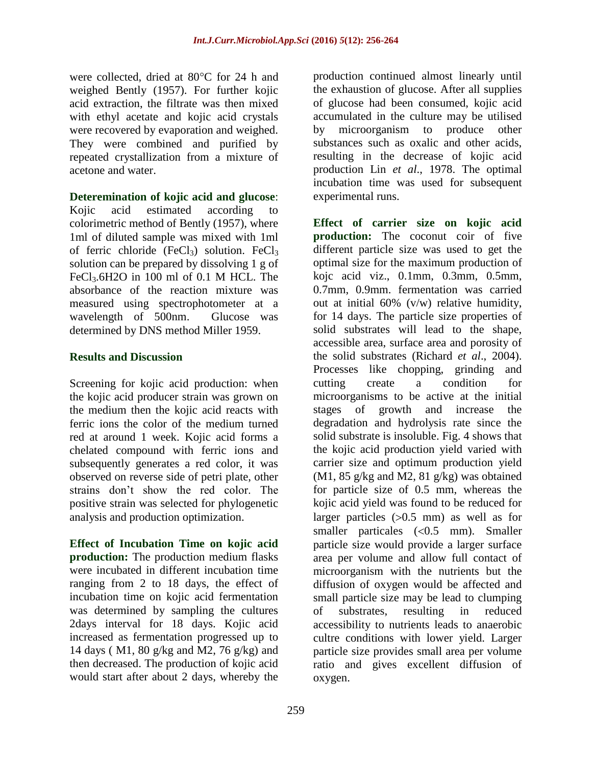were collected, dried at 80°C for 24 h and weighed Bently (1957). For further kojic acid extraction, the filtrate was then mixed with ethyl acetate and kojic acid crystals were recovered by evaporation and weighed. They were combined and purified by repeated crystallization from a mixture of acetone and water.

**Deteremination of kojic acid and glucose**: Kojic acid estimated according to colorimetric method of Bently (1957), where 1ml of diluted sample was mixed with 1ml of ferric chloride ($FeCl_3$) solution. $FeCl_3$ solution can be prepared by dissolving 1 g of $FeCl_3.6H2O$ in 100 ml of 0.1 M HCL. The absorbance of the reaction mixture was measured using spectrophotometer at a wavelength of 500nm. Glucose was determined by DNS method Miller 1959.

## Results and Discussion

Screening for kojic acid production: when the kojic acid producer strain was grown on the medium then the kojic acid reacts with ferric ions the color of the medium turned red at around 1 week. Kojic acid forms a chelated compound with ferric ions and subsequently generates a red color, it was observed on reverse side of petri plate, other strains don't show the red color. The positive strain was selected for phylogenetic analysis and production optimization.

**Effect of Incubation Time on kojic acid production:** The production medium flasks were incubated in different incubation time ranging from 2 to 18 days, the effect of incubation time on kojic acid fermentation was determined by sampling the cultures 2days interval for 18 days. Kojic acid increased as fermentation progressed up to 14 days ( M1, 80 g/kg and M2, 76 g/kg) and then decreased. The production of kojic acid would start after about 2 days, whereby the production continued almost linearly until the exhaustion of glucose. After all supplies of glucose had been consumed, kojic acid accumulated in the culture may be utilised by microorganism to produce other substances such as oxalic and other acids, resulting in the decrease of kojic acid production Lin *et al*., 1978. The optimal incubation time was used for subsequent experimental runs.

**Effect of carrier size on kojic acid production:** The coconut coir of five different particle size was used to get the optimal size for the maximum production of kojc acid viz., 0.1mm, 0.3mm, 0.5mm, 0.7mm, 0.9mm. fermentation was carried out at initial 60% (v/w) relative humidity, for 14 days. The particle size properties of solid substrates will lead to the shape, accessible area, surface area and porosity of the solid substrates (Richard *et al*., 2004). Processes like chopping, grinding and cutting create a condition for microorganisms to be active at the initial stages of growth and increase the degradation and hydrolysis rate since the solid substrate is insoluble. Fig. 4 shows that the kojic acid production yield varied with carrier size and optimum production yield (M1, 85 g/kg and M2, 81 g/kg) was obtained for particle size of 0.5 mm, whereas the kojic acid yield was found to be reduced for larger particles (>0.5 mm) as well as for smaller particales (<0.5 mm). Smaller particle size would provide a larger surface area per volume and allow full contact of microorganism with the nutrients but the diffusion of oxygen would be affected and small particle size may be lead to clumping of substrates, resulting in reduced accessibility to nutrients leads to anaerobic cultre conditions with lower yield. Larger particle size provides small area per volume ratio and gives excellent diffusion of oxygen.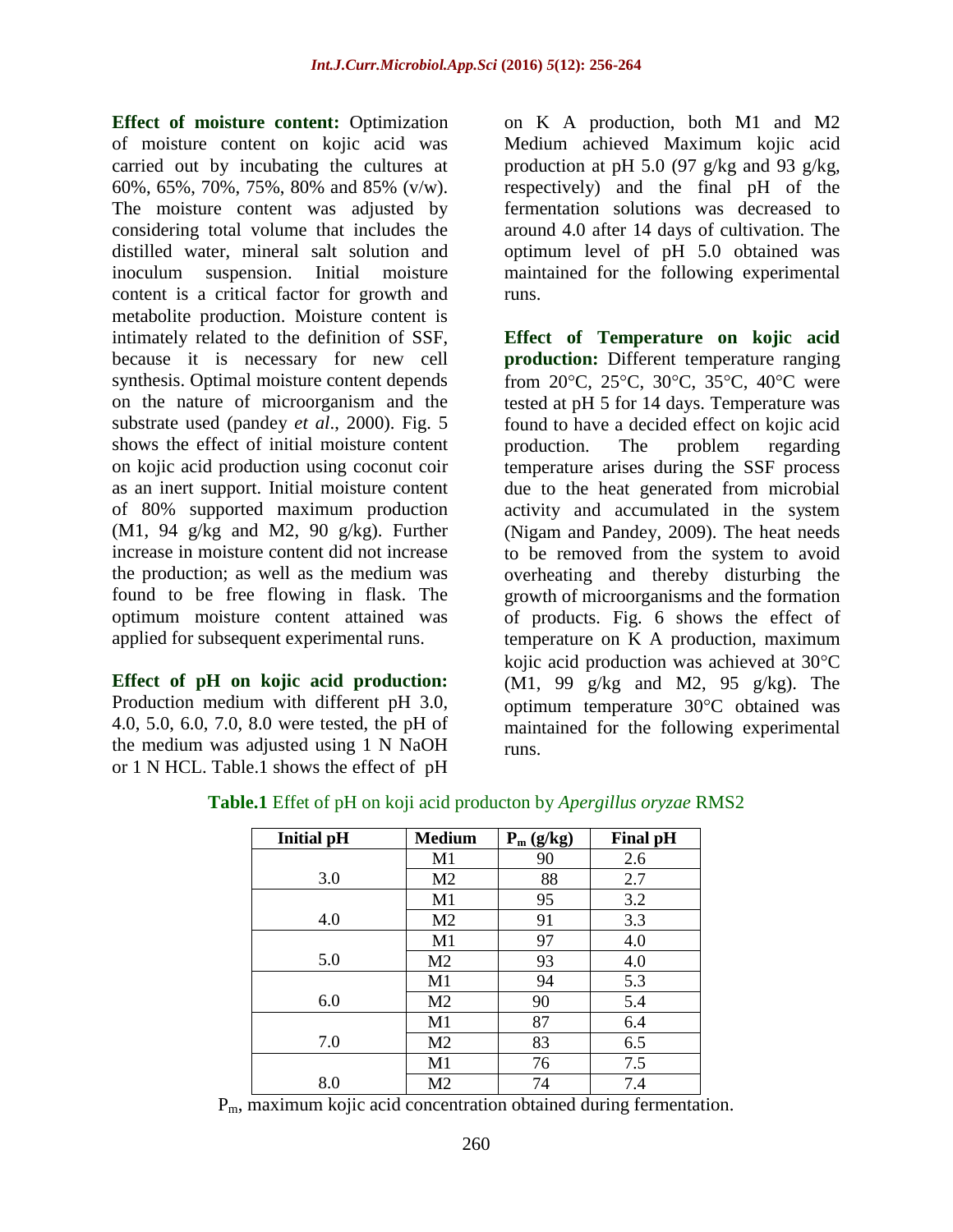**Effect of moisture content:** Optimization of moisture content on kojic acid was carried out by incubating the cultures at 60%, 65%, 70%, 75%, 80% and 85% (v/w). The moisture content was adjusted by considering total volume that includes the distilled water, mineral salt solution and inoculum suspension. Initial moisture content is a critical factor for growth and metabolite production. Moisture content is intimately related to the definition of SSF, because it is necessary for new cell synthesis. Optimal moisture content depends on the nature of microorganism and the substrate used (pandey *et al*., 2000). Fig. 5 shows the effect of initial moisture content on kojic acid production using coconut coir as an inert support. Initial moisture content of 80% supported maximum production (M1, 94 g/kg and M2, 90 g/kg). Further increase in moisture content did not increase the production; as well as the medium was found to be free flowing in flask. The optimum moisture content attained was applied for subsequent experimental runs.

**Effect of pH on kojic acid production:** Production medium with different pH 3.0, 4.0, 5.0, 6.0, 7.0, 8.0 were tested, the pH of the medium was adjusted using 1 N NaOH or 1 N HCL. Table.1 shows the effect of pH on K A production, both M1 and M2 Medium achieved Maximum kojic acid production at pH 5.0 (97 g/kg and 93 g/kg, respectively) and the final pH of the fermentation solutions was decreased to around 4.0 after 14 days of cultivation. The optimum level of pH 5.0 obtained was maintained for the following experimental runs.

**Effect of Temperature on kojic acid production:** Different temperature ranging from 20°C, 25°C, 30°C, 35°C, 40°C were tested at pH 5 for 14 days. Temperature was found to have a decided effect on kojic acid production. The problem regarding temperature arises during the SSF process due to the heat generated from microbial activity and accumulated in the system (Nigam and Pandey, 2009). The heat needs to be removed from the system to avoid overheating and thereby disturbing the growth of microorganisms and the formation of products. Fig. 6 shows the effect of temperature on K A production, maximum kojic acid production was achieved at 30°C (M1, 99 g/kg and M2, 95 g/kg). The optimum temperature 30°C obtained was maintained for the following experimental runs.

**Table.1** Effet of pH on koji acid producton by *Apergillus oryzae* RMS2

| Initial pH | Medium | $P_m$ (g/kg) | Final pH |
|---|---|---|---|
| 3.0 | M1 | 90 | 2.6 |
| | M2 | 88 | 2.7 |
| 4.0 | M1 | 95 | 3.2 |
| | M2 | 91 | 3.3 |
| 5.0 | M1 | 97 | 4.0 |
| | M2 | 93 | 4.0 |
| 6.0 | M1 | 94 | 5.3 |
| | M2 | 90 | 5.4 |
| 7.0 | M1 | 87 | 6.4 |
| | M2 | 83 | 6.5 |
| 8.0 | M1 | 76 | 7.5 |
| | M2 | 74 | 7.4 |

$P_m$, maximum kojic acid concentration obtained during fermentation.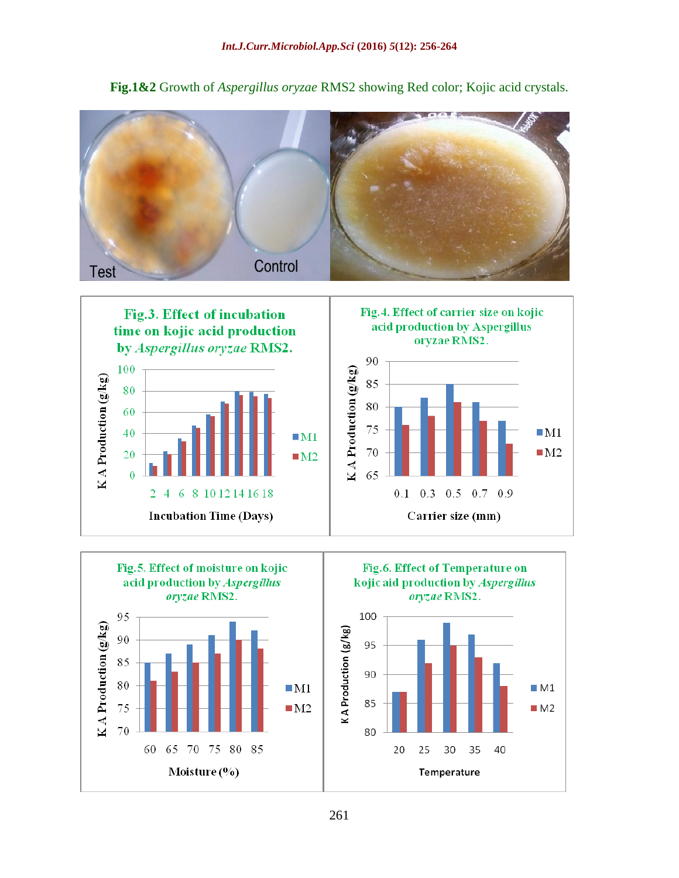**Fig.1&2** Growth of *Aspergillus oryzae* RMS2 showing Red color; Kojic acid crystals.

Test Control

**Fig.3. Effect of incubation time on kojic acid production by *Aspergillus oryzae* RMS2.**

Fig.4. Effect of carrier size on kojic acid production by Aspergillus oryzae RMS2.

Fig.5. Effect of moisture on kojic acid production by *Aspergillus oryzae* RMS2.

Fig.6. Effect of Temperature on kojic aid production by *Aspergillus oryzae* RMS2.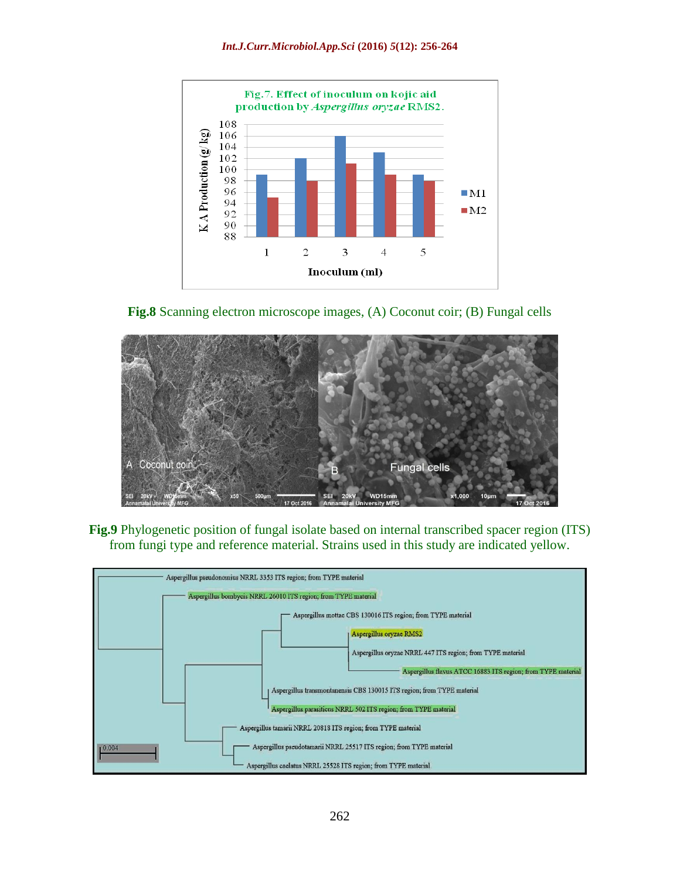**Fig.8** Scanning electron microscope images, (A) Coconut coir; (B) Fungal cells

**Fig.9** Phylogenetic position of fungal isolate based on internal transcribed spacer region (ITS) from fungi type and reference material. Strains used in this study are indicated yellow.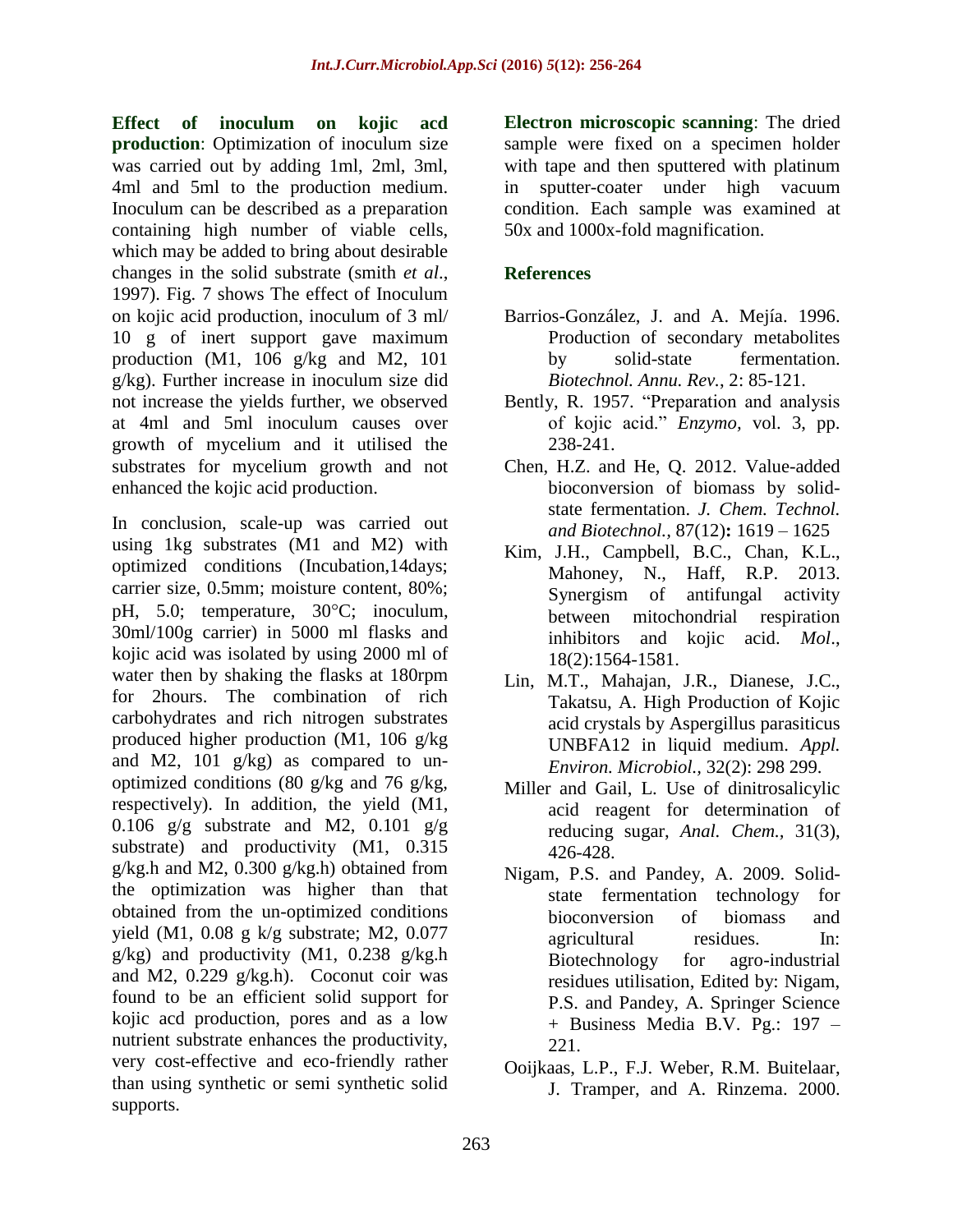**Effect of inoculum on kojic acd production**: Optimization of inoculum size was carried out by adding 1ml, 2ml, 3ml, 4ml and 5ml to the production medium. Inoculum can be described as a preparation containing high number of viable cells, which may be added to bring about desirable changes in the solid substrate (smith *et al.*, 1997). Fig. 7 shows The effect of Inoculum on kojic acid production, inoculum of 3 ml/ 10 g of inert support gave maximum production (M1, 106 g/kg and M2, 101 g/kg). Further increase in inoculum size did not increase the yields further, we observed at 4ml and 5ml inoculum causes over growth of mycelium and it utilised the substrates for mycelium growth and not enhanced the kojic acid production.

In conclusion, scale-up was carried out using 1kg substrates (M1 and M2) with optimized conditions (Incubation,14days; carrier size, 0.5mm; moisture content, 80%; pH, 5.0; temperature, 30°C; inoculum, 30ml/100g carrier) in 5000 ml flasks and kojic acid was isolated by using 2000 ml of water then by shaking the flasks at 180rpm for 2hours. The combination of rich carbohydrates and rich nitrogen substrates produced higher production (M1, 106 g/kg and M2, 101 g/kg) as compared to un-optimized conditions (80 g/kg and 76 g/kg, respectively). In addition, the yield (M1, 0.106 g/g substrate and M2, 0.101 g/g substrate) and productivity (M1, 0.315 g/kg.h and M2, 0.300 g/kg.h) obtained from the optimization was higher than that obtained from the un-optimized conditions yield (M1, 0.08 g k/g substrate; M2, 0.077 g/kg) and productivity (M1, 0.238 g/kg.h and M2, 0.229 g/kg.h). Coconut coir was found to be an efficient solid support for kojic acd production, pores and as a low nutrient substrate enhances the productivity, very cost-effective and eco-friendly rather than using synthetic or semi synthetic solid supports.

**Electron microscopic scanning**: The dried sample were fixed on a specimen holder with tape and then sputtered with platinum in sputter-coater under high vacuum condition. Each sample was examined at 50x and 1000x-fold magnification.

## References

- Barrios-González, J. and A. Mejía. 1996. Production of secondary metabolites by solid-state fermentation. *Biotechnol. Annu. Rev.*, 2: 85-121.
- Bently, R. 1957. "Preparation and analysis of kojic acid." *Enzymo,* vol. 3, pp. 238-241.
- Chen, H.Z. and He, Q. 2012. Value-added bioconversion of biomass by solid-state fermentation. *J. Chem. Technol. and Biotechnol.,* 87(12)**:** 1619 – 1625
- Kim, J.H., Campbell, B.C., Chan, K.L., Mahoney, N., Haff, R.P. 2013. Synergism of antifungal activity between mitochondrial respiration inhibitors and kojic acid. *Mol*., 18(2):1564-1581.
- Lin, M.T., Mahajan, J.R., Dianese, J.C., Takatsu, A. High Production of Kojic acid crystals by Aspergillus parasiticus UNBFA12 in liquid medium. *Appl. Environ. Microbiol.,* 32(2): 298 299.
- Miller and Gail, L. Use of dinitrosalicylic acid reagent for determination of reducing sugar, *Anal. Chem.,* 31(3), 426-428.
- Nigam, P.S. and Pandey, A. 2009. Solid-state fermentation technology for bioconversion of biomass and agricultural residues. In: Biotechnology for agro-industrial residues utilisation, Edited by: Nigam, P.S. and Pandey, A. Springer Science + Business Media B.V. Pg.: 197 – 221.
- Ooijkaas, L.P., F.J. Weber, R.M. Buitelaar, J. Tramper, and A. Rinzema. 2000.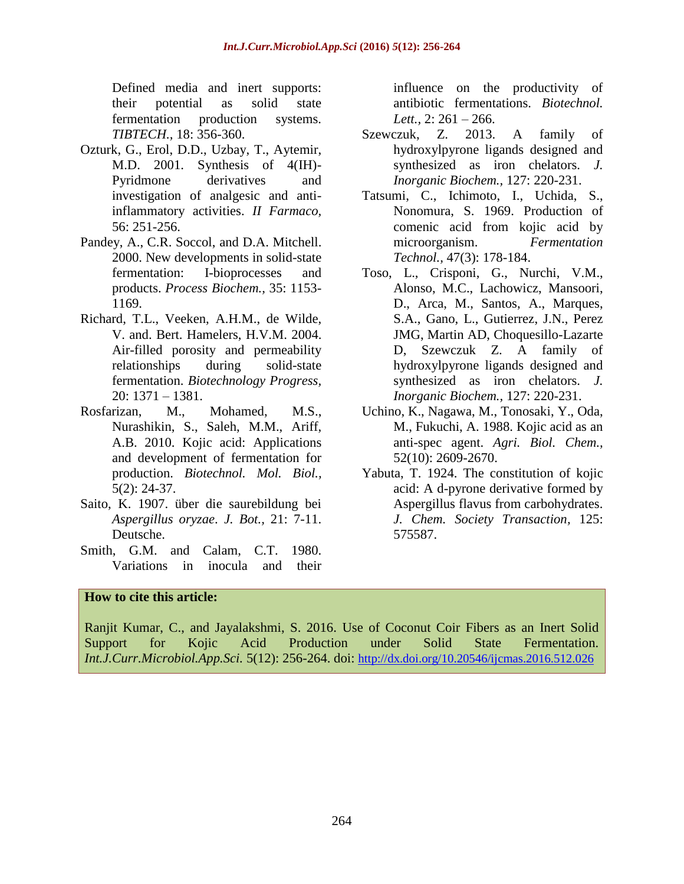Defined media and inert supports: their potential as solid state fermentation production systems. *TIBTECH.*, 18: 356-360.

Ozturk, G., Erol, D.D., Uzbay, T., Aytemir, M.D. 2001. Synthesis of 4(IH)-Pyridmone derivatives and investigation of analgesic and anti-inflammatory activities. *II Farmaco*, 56: 251-256.

Pandey, A., C.R. Soccol, and D.A. Mitchell. 2000. New developments in solid-state fermentation: I-bioprocesses and products. *Process Biochem.*, 35: 1153-1169.

Richard, T.L., Veeken, A.H.M., de Wilde, V. and. Bert. Hamelers, H.V.M. 2004. Air-filled porosity and permeability relationships during solid-state fermentation. *Biotechnology Progress*, 20: 1371 – 1381.

Rosfarizan, M., Mohamed, M.S., Nurashikin, S., Saleh, M.M., Ariff, A.B. 2010. Kojic acid: Applications and development of fermentation for production. *Biotechnol. Mol. Biol.*, 5(2): 24-37.

Saito, K. 1907. über die saurebildung bei *Aspergillus oryzae*. *J. Bot.*, 21: 7-11. Deutsche.

Smith, G.M. and Calam, C.T. 1980. Variations in inocula and their influence on the productivity of antibiotic fermentations. *Biotechnol. Lett.*, 2: 261 – 266.

Szewczuk, Z. 2013. A family of hydroxylpyrone ligands designed and synthesized as iron chelators. *J. Inorganic Biochem.*, 127: 220-231.

Tatsumi, C., Ichimoto, I., Uchida, S., Nonomura, S. 1969. Production of comenic acid from kojic acid by microorganism. *Fermentation Technol.*, 47(3): 178-184.

Toso, L., Crisponi, G., Nurchi, V.M., Alonso, M.C., Lachowicz, Mansoori, D., Arca, M., Santos, A., Marques, S.A., Gano, L., Gutierrez, J.N., Perez JMG, Martin AD, Choquesillo-Lazarte D, Szewczuk Z. A family of hydroxylpyrone ligands designed and synthesized as iron chelators. *J. Inorganic Biochem.*, 127: 220-231.

Uchino, K., Nagawa, M., Tonosaki, Y., Oda, M., Fukuchi, A. 1988. Kojic acid as an anti-spec agent. *Agri. Biol. Chem.*, 52(10): 2609-2670.

Yabuta, T. 1924. The constitution of kojic acid: A d-pyrone derivative formed by Aspergillus flavus from carbohydrates. *J. Chem. Society Transaction*, 125: 575587.

**How to cite this article:**

Ranjit Kumar, C., and Jayalakshmi, S. 2016. Use of Coconut Coir Fibers as an Inert Solid Support for Kojic Acid Production under Solid State Fermentation. *Int.J.Curr.Microbiol.App.Sci.* 5(12): 256-264. doi: http://dx.doi.org/10.20546/ijcmas.2016.512.026